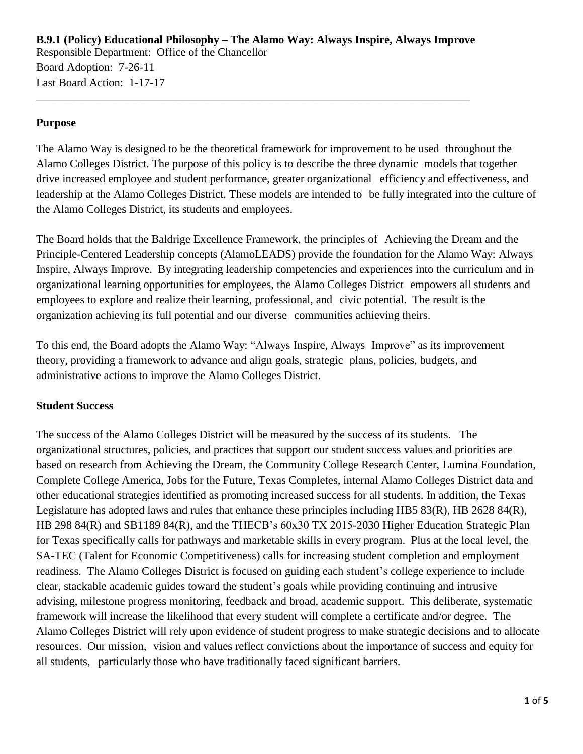**B.9.1 (Policy) Educational Philosophy – The Alamo Way: Always Inspire, Always Improve**

Responsible Department: Office of the Chancellor

Board Adoption: 7-26-11

Last Board Action: 1-17-17

---

## Purpose

The Alamo Way is designed to be the theoretical framework for improvement to be used throughout the Alamo Colleges District. The purpose of this policy is to describe the three dynamic models that together drive increased employee and student performance, greater organizational efficiency and effectiveness, and leadership at the Alamo Colleges District. These models are intended to be fully integrated into the culture of the Alamo Colleges District, its students and employees.

The Board holds that the Baldrige Excellence Framework, the principles of Achieving the Dream and the Principle-Centered Leadership concepts (AlamoLEADS) provide the foundation for the Alamo Way: Always Inspire, Always Improve. By integrating leadership competencies and experiences into the curriculum and in organizational learning opportunities for employees, the Alamo Colleges District empowers all students and employees to explore and realize their learning, professional, and civic potential. The result is the organization achieving its full potential and our diverse communities achieving theirs.

To this end, the Board adopts the Alamo Way: "Always Inspire, Always Improve" as its improvement theory, providing a framework to advance and align goals, strategic plans, policies, budgets, and administrative actions to improve the Alamo Colleges District.

## Student Success

The success of the Alamo Colleges District will be measured by the success of its students. The organizational structures, policies, and practices that support our student success values and priorities are based on research from Achieving the Dream, the Community College Research Center, Lumina Foundation, Complete College America, Jobs for the Future, Texas Completes, internal Alamo Colleges District data and other educational strategies identified as promoting increased success for all students. In addition, the Texas Legislature has adopted laws and rules that enhance these principles including HB5 83(R), HB 2628 84(R), HB 298 84(R) and SB1189 84(R), and the THECB's 60x30 TX 2015-2030 Higher Education Strategic Plan for Texas specifically calls for pathways and marketable skills in every program. Plus at the local level, the SA-TEC (Talent for Economic Competitiveness) calls for increasing student completion and employment readiness. The Alamo Colleges District is focused on guiding each student's college experience to include clear, stackable academic guides toward the student's goals while providing continuing and intrusive advising, milestone progress monitoring, feedback and broad, academic support. This deliberate, systematic framework will increase the likelihood that every student will complete a certificate and/or degree. The Alamo Colleges District will rely upon evidence of student progress to make strategic decisions and to allocate resources. Our mission, vision and values reflect convictions about the importance of success and equity for all students, particularly those who have traditionally faced significant barriers.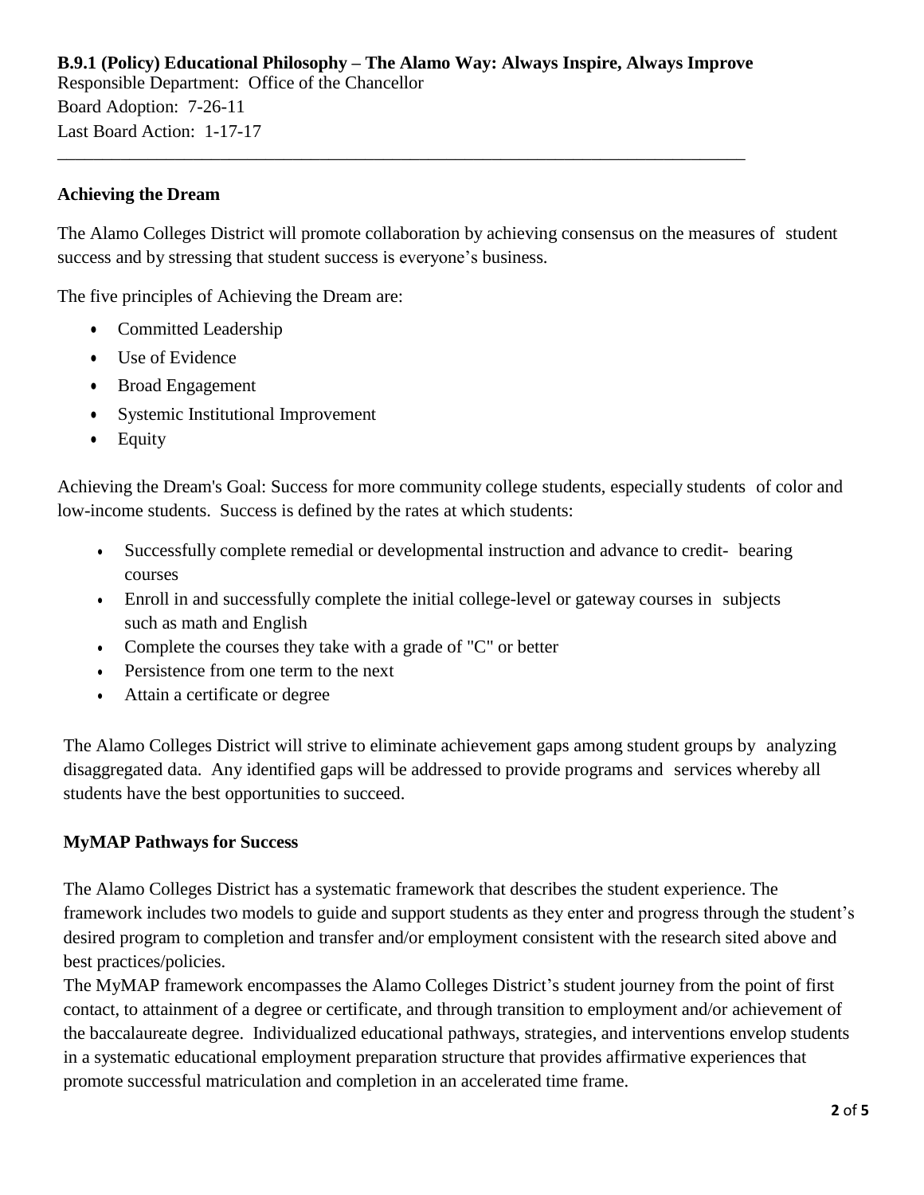**B.9.1 (Policy) Educational Philosophy – The Alamo Way: Always Inspire, Always Improve**

Responsible Department: Office of the Chancellor

Board Adoption: 7-26-11

Last Board Action: 1-17-17

---

## Achieving the Dream

The Alamo Colleges District will promote collaboration by achieving consensus on the measures of student success and by stressing that student success is everyone's business.

The five principles of Achieving the Dream are:

- Committed Leadership
- Use of Evidence
- Broad Engagement
- Systemic Institutional Improvement
- Equity

Achieving the Dream's Goal: Success for more community college students, especially students of color and low-income students. Success is defined by the rates at which students:

- Successfully complete remedial or developmental instruction and advance to credit- bearing courses
- Enroll in and successfully complete the initial college-level or gateway courses in subjects such as math and English
- Complete the courses they take with a grade of "C" or better
- Persistence from one term to the next
- Attain a certificate or degree

The Alamo Colleges District will strive to eliminate achievement gaps among student groups by analyzing disaggregated data. Any identified gaps will be addressed to provide programs and services whereby all students have the best opportunities to succeed.

## MyMAP Pathways for Success

The Alamo Colleges District has a systematic framework that describes the student experience. The framework includes two models to guide and support students as they enter and progress through the student's desired program to completion and transfer and/or employment consistent with the research sited above and best practices/policies.

The MyMAP framework encompasses the Alamo Colleges District's student journey from the point of first contact, to attainment of a degree or certificate, and through transition to employment and/or achievement of the baccalaureate degree. Individualized educational pathways, strategies, and interventions envelop students in a systematic educational employment preparation structure that provides affirmative experiences that promote successful matriculation and completion in an accelerated time frame.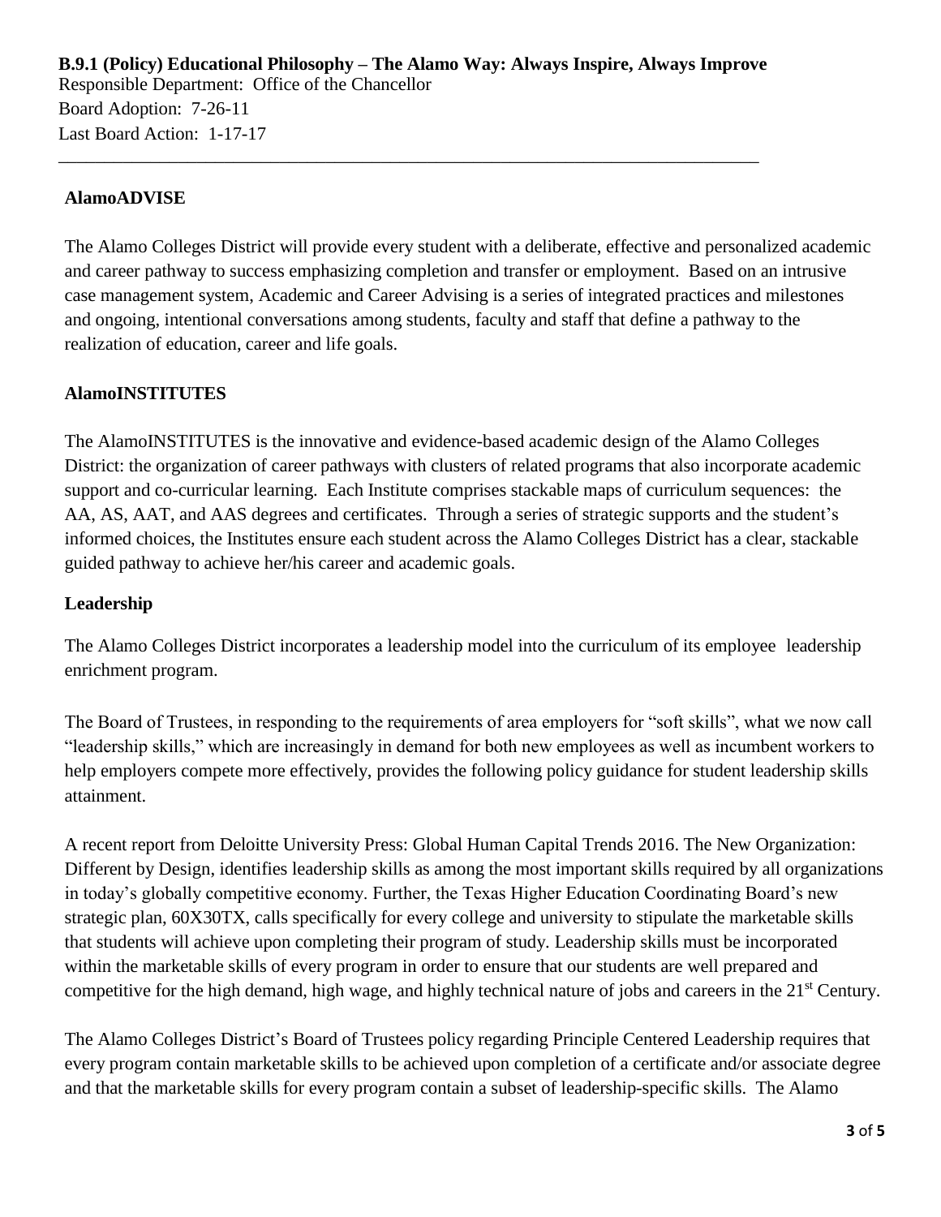**B.9.1 (Policy) Educational Philosophy – The Alamo Way: Always Inspire, Always Improve**

Responsible Department: Office of the Chancellor

Board Adoption: 7-26-11

Last Board Action: 1-17-17

---

**AlamoADVISE**

The Alamo Colleges District will provide every student with a deliberate, effective and personalized academic and career pathway to success emphasizing completion and transfer or employment. Based on an intrusive case management system, Academic and Career Advising is a series of integrated practices and milestones and ongoing, intentional conversations among students, faculty and staff that define a pathway to the realization of education, career and life goals.

**AlamoINSTITUTES**

The AlamoINSTITUTES is the innovative and evidence-based academic design of the Alamo Colleges District: the organization of career pathways with clusters of related programs that also incorporate academic support and co-curricular learning. Each Institute comprises stackable maps of curriculum sequences: the AA, AS, AAT, and AAS degrees and certificates. Through a series of strategic supports and the student's informed choices, the Institutes ensure each student across the Alamo Colleges District has a clear, stackable guided pathway to achieve her/his career and academic goals.

**Leadership**

The Alamo Colleges District incorporates a leadership model into the curriculum of its employee leadership enrichment program.

The Board of Trustees, in responding to the requirements of area employers for "soft skills", what we now call "leadership skills," which are increasingly in demand for both new employees as well as incumbent workers to help employers compete more effectively, provides the following policy guidance for student leadership skills attainment.

A recent report from Deloitte University Press: Global Human Capital Trends 2016. The New Organization: Different by Design, identifies leadership skills as among the most important skills required by all organizations in today's globally competitive economy. Further, the Texas Higher Education Coordinating Board's new strategic plan, 60X30TX, calls specifically for every college and university to stipulate the marketable skills that students will achieve upon completing their program of study. Leadership skills must be incorporated within the marketable skills of every program in order to ensure that our students are well prepared and competitive for the high demand, high wage, and highly technical nature of jobs and careers in the 21st Century.

The Alamo Colleges District's Board of Trustees policy regarding Principle Centered Leadership requires that every program contain marketable skills to be achieved upon completion of a certificate and/or associate degree and that the marketable skills for every program contain a subset of leadership-specific skills. The Alamo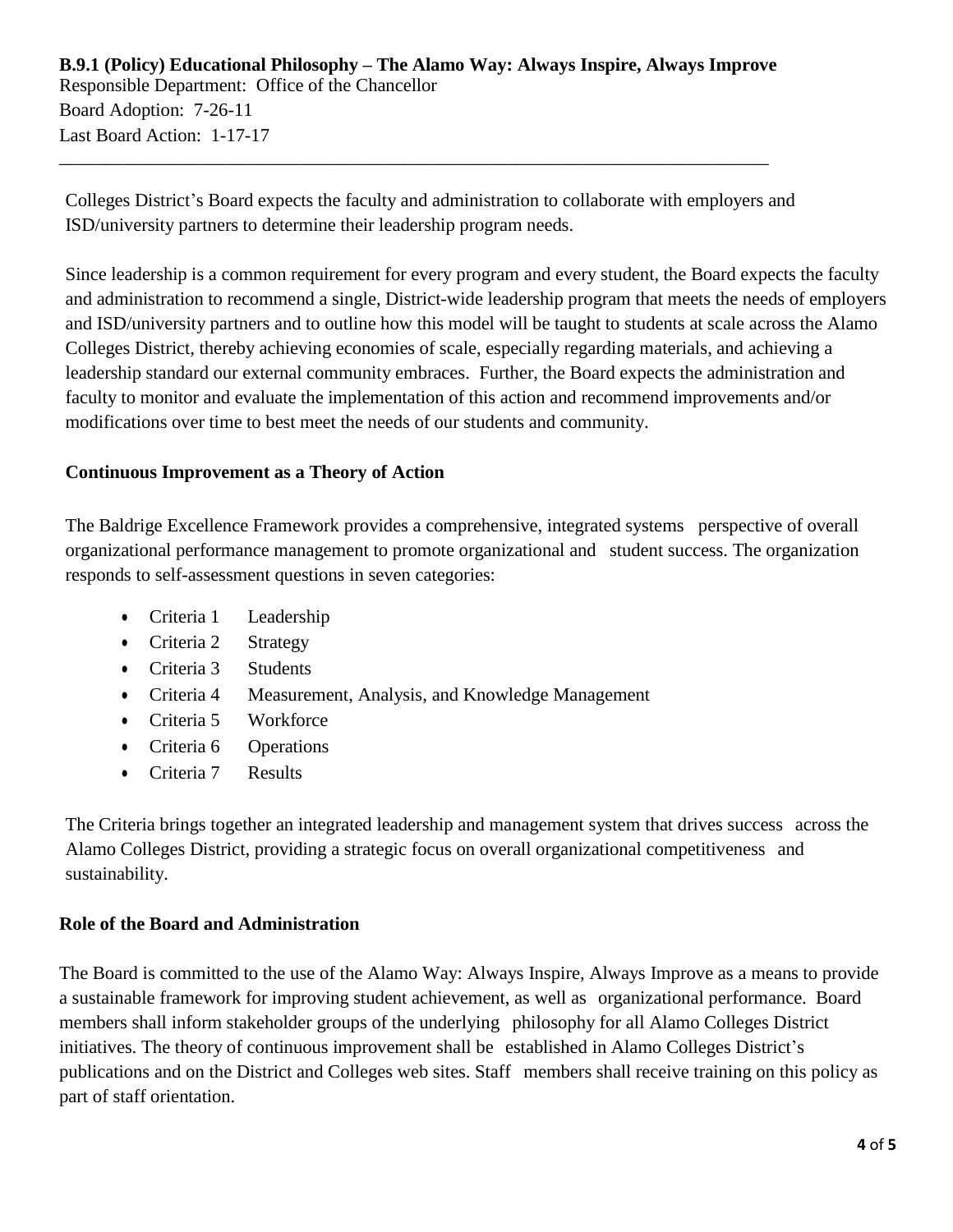**B.9.1 (Policy) Educational Philosophy – The Alamo Way: Always Inspire, Always Improve**
Responsible Department: Office of the Chancellor
Board Adoption: 7-26-11
Last Board Action: 1-17-17

---

Colleges District's Board expects the faculty and administration to collaborate with employers and ISD/university partners to determine their leadership program needs.

Since leadership is a common requirement for every program and every student, the Board expects the faculty and administration to recommend a single, District-wide leadership program that meets the needs of employers and ISD/university partners and to outline how this model will be taught to students at scale across the Alamo Colleges District, thereby achieving economies of scale, especially regarding materials, and achieving a leadership standard our external community embraces. Further, the Board expects the administration and faculty to monitor and evaluate the implementation of this action and recommend improvements and/or modifications over time to best meet the needs of our students and community.

### Continuous Improvement as a Theory of Action

The Baldrige Excellence Framework provides a comprehensive, integrated systems perspective of overall organizational performance management to promote organizational and student success. The organization responds to self-assessment questions in seven categories:

- Criteria 1 Leadership
- Criteria 2 Strategy
- Criteria 3 Students
- Criteria 4 Measurement, Analysis, and Knowledge Management
- Criteria 5 Workforce
- Criteria 6 Operations
- Criteria 7 Results

The Criteria brings together an integrated leadership and management system that drives success across the Alamo Colleges District, providing a strategic focus on overall organizational competitiveness and sustainability.

### Role of the Board and Administration

The Board is committed to the use of the Alamo Way: Always Inspire, Always Improve as a means to provide a sustainable framework for improving student achievement, as well as organizational performance. Board members shall inform stakeholder groups of the underlying philosophy for all Alamo Colleges District initiatives. The theory of continuous improvement shall be established in Alamo Colleges District's publications and on the District and Colleges web sites. Staff members shall receive training on this policy as part of staff orientation.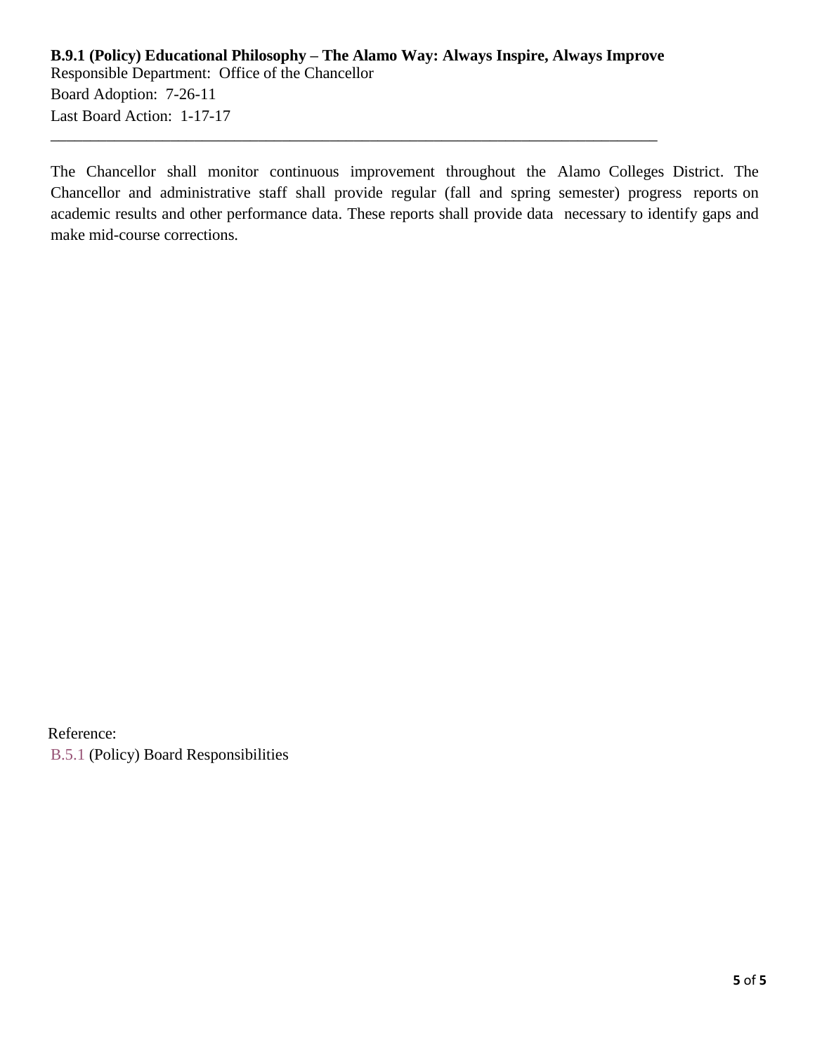**B.9.1 (Policy) Educational Philosophy – The Alamo Way: Always Inspire, Always Improve**

Responsible Department: Office of the Chancellor

Board Adoption: 7-26-11

Last Board Action: 1-17-17

---

The Chancellor shall monitor continuous improvement throughout the Alamo Colleges District. The Chancellor and administrative staff shall provide regular (fall and spring semester) progress reports on academic results and other performance data. These reports shall provide data necessary to identify gaps and make mid-course corrections.

Reference:

B.5.1 (Policy) Board Responsibilities